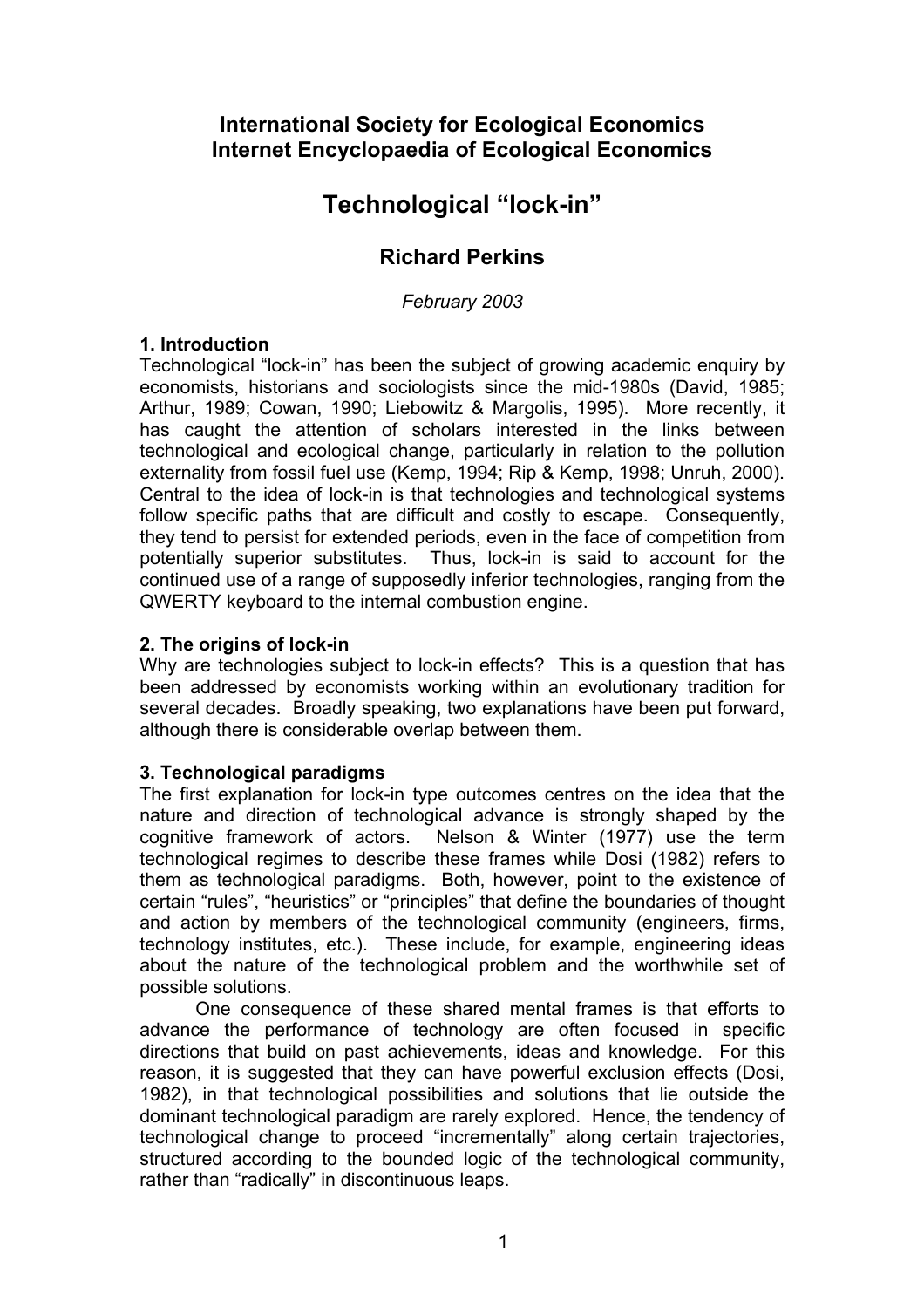**International Society for Ecological Economics**
**Internet Encyclopaedia of Ecological Economics**

# Technological "lock-in"

**Richard Perkins**

*February 2003*

## 1. Introduction

Technological "lock-in" has been the subject of growing academic enquiry by economists, historians and sociologists since the mid-1980s (David, 1985; Arthur, 1989; Cowan, 1990; Liebowitz & Margolis, 1995). More recently, it has caught the attention of scholars interested in the links between technological and ecological change, particularly in relation to the pollution externality from fossil fuel use (Kemp, 1994; Rip & Kemp, 1998; Unruh, 2000). Central to the idea of lock-in is that technologies and technological systems follow specific paths that are difficult and costly to escape. Consequently, they tend to persist for extended periods, even in the face of competition from potentially superior substitutes. Thus, lock-in is said to account for the continued use of a range of supposedly inferior technologies, ranging from the QWERTY keyboard to the internal combustion engine.

## 2. The origins of lock-in

Why are technologies subject to lock-in effects? This is a question that has been addressed by economists working within an evolutionary tradition for several decades. Broadly speaking, two explanations have been put forward, although there is considerable overlap between them.

## 3. Technological paradigms

The first explanation for lock-in type outcomes centres on the idea that the nature and direction of technological advance is strongly shaped by the cognitive framework of actors. Nelson & Winter (1977) use the term technological regimes to describe these frames while Dosi (1982) refers to them as technological paradigms. Both, however, point to the existence of certain "rules", "heuristics" or "principles" that define the boundaries of thought and action by members of the technological community (engineers, firms, technology institutes, etc.). These include, for example, engineering ideas about the nature of the technological problem and the worthwhile set of possible solutions.

One consequence of these shared mental frames is that efforts to advance the performance of technology are often focused in specific directions that build on past achievements, ideas and knowledge. For this reason, it is suggested that they can have powerful exclusion effects (Dosi, 1982), in that technological possibilities and solutions that lie outside the dominant technological paradigm are rarely explored. Hence, the tendency of technological change to proceed "incrementally" along certain trajectories, structured according to the bounded logic of the technological community, rather than "radically" in discontinuous leaps.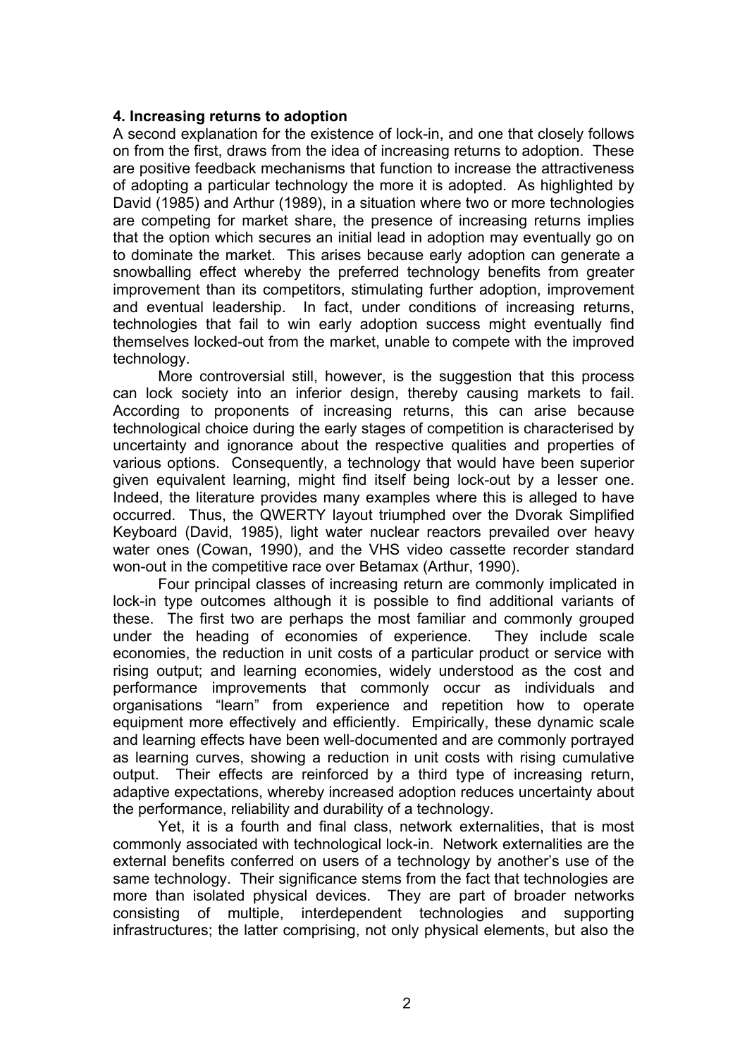### 4. Increasing returns to adoption

A second explanation for the existence of lock-in, and one that closely follows on from the first, draws from the idea of increasing returns to adoption. These are positive feedback mechanisms that function to increase the attractiveness of adopting a particular technology the more it is adopted. As highlighted by David (1985) and Arthur (1989), in a situation where two or more technologies are competing for market share, the presence of increasing returns implies that the option which secures an initial lead in adoption may eventually go on to dominate the market. This arises because early adoption can generate a snowballing effect whereby the preferred technology benefits from greater improvement than its competitors, stimulating further adoption, improvement and eventual leadership. In fact, under conditions of increasing returns, technologies that fail to win early adoption success might eventually find themselves locked-out from the market, unable to compete with the improved technology.

More controversial still, however, is the suggestion that this process can lock society into an inferior design, thereby causing markets to fail. According to proponents of increasing returns, this can arise because technological choice during the early stages of competition is characterised by uncertainty and ignorance about the respective qualities and properties of various options. Consequently, a technology that would have been superior given equivalent learning, might find itself being lock-out by a lesser one. Indeed, the literature provides many examples where this is alleged to have occurred. Thus, the QWERTY layout triumphed over the Dvorak Simplified Keyboard (David, 1985), light water nuclear reactors prevailed over heavy water ones (Cowan, 1990), and the VHS video cassette recorder standard won-out in the competitive race over Betamax (Arthur, 1990).

Four principal classes of increasing return are commonly implicated in lock-in type outcomes although it is possible to find additional variants of these. The first two are perhaps the most familiar and commonly grouped under the heading of economies of experience. They include scale economies, the reduction in unit costs of a particular product or service with rising output; and learning economies, widely understood as the cost and performance improvements that commonly occur as individuals and organisations "learn" from experience and repetition how to operate equipment more effectively and efficiently. Empirically, these dynamic scale and learning effects have been well-documented and are commonly portrayed as learning curves, showing a reduction in unit costs with rising cumulative output. Their effects are reinforced by a third type of increasing return, adaptive expectations, whereby increased adoption reduces uncertainty about the performance, reliability and durability of a technology.

Yet, it is a fourth and final class, network externalities, that is most commonly associated with technological lock-in. Network externalities are the external benefits conferred on users of a technology by another's use of the same technology. Their significance stems from the fact that technologies are more than isolated physical devices. They are part of broader networks consisting of multiple, interdependent technologies and supporting infrastructures; the latter comprising, not only physical elements, but also the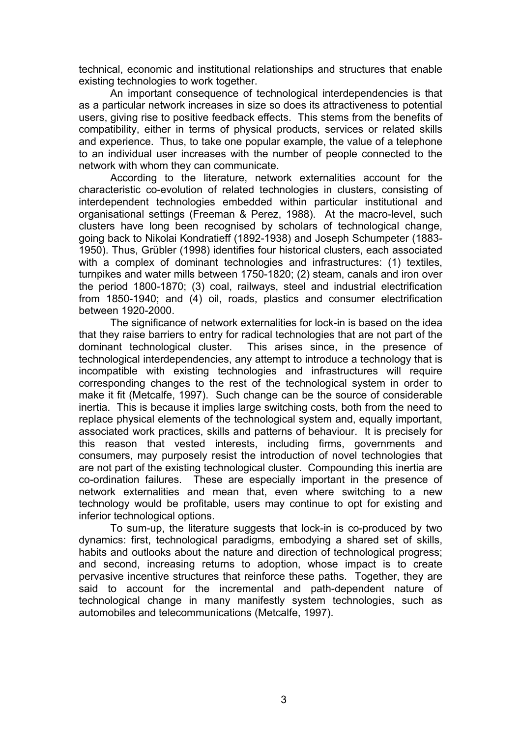technical, economic and institutional relationships and structures that enable existing technologies to work together.

An important consequence of technological interdependencies is that as a particular network increases in size so does its attractiveness to potential users, giving rise to positive feedback effects. This stems from the benefits of compatibility, either in terms of physical products, services or related skills and experience. Thus, to take one popular example, the value of a telephone to an individual user increases with the number of people connected to the network with whom they can communicate.

According to the literature, network externalities account for the characteristic co-evolution of related technologies in clusters, consisting of interdependent technologies embedded within particular institutional and organisational settings (Freeman & Perez, 1988). At the macro-level, such clusters have long been recognised by scholars of technological change, going back to Nikolai Kondratieff (1892-1938) and Joseph Schumpeter (1883-1950). Thus, Grübler (1998) identifies four historical clusters, each associated with a complex of dominant technologies and infrastructures: (1) textiles, turnpikes and water mills between 1750-1820; (2) steam, canals and iron over the period 1800-1870; (3) coal, railways, steel and industrial electrification from 1850-1940; and (4) oil, roads, plastics and consumer electrification between 1920-2000.

The significance of network externalities for lock-in is based on the idea that they raise barriers to entry for radical technologies that are not part of the dominant technological cluster. This arises since, in the presence of technological interdependencies, any attempt to introduce a technology that is incompatible with existing technologies and infrastructures will require corresponding changes to the rest of the technological system in order to make it fit (Metcalfe, 1997). Such change can be the source of considerable inertia. This is because it implies large switching costs, both from the need to replace physical elements of the technological system and, equally important, associated work practices, skills and patterns of behaviour. It is precisely for this reason that vested interests, including firms, governments and consumers, may purposely resist the introduction of novel technologies that are not part of the existing technological cluster. Compounding this inertia are co-ordination failures. These are especially important in the presence of network externalities and mean that, even where switching to a new technology would be profitable, users may continue to opt for existing and inferior technological options.

To sum-up, the literature suggests that lock-in is co-produced by two dynamics: first, technological paradigms, embodying a shared set of skills, habits and outlooks about the nature and direction of technological progress; and second, increasing returns to adoption, whose impact is to create pervasive incentive structures that reinforce these paths. Together, they are said to account for the incremental and path-dependent nature of technological change in many manifestly system technologies, such as automobiles and telecommunications (Metcalfe, 1997).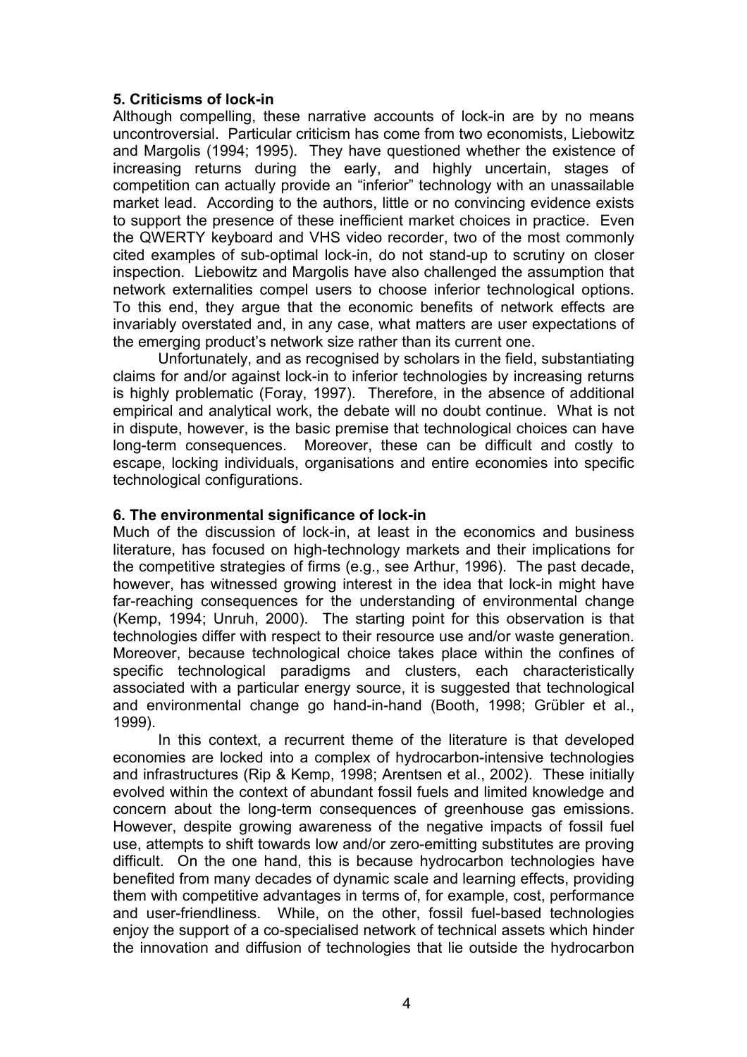## 5. Criticisms of lock-in

Although compelling, these narrative accounts of lock-in are by no means uncontroversial. Particular criticism has come from two economists, Liebowitz and Margolis (1994; 1995). They have questioned whether the existence of increasing returns during the early, and highly uncertain, stages of competition can actually provide an "inferior" technology with an unassailable market lead. According to the authors, little or no convincing evidence exists to support the presence of these inefficient market choices in practice. Even the QWERTY keyboard and VHS video recorder, two of the most commonly cited examples of sub-optimal lock-in, do not stand-up to scrutiny on closer inspection. Liebowitz and Margolis have also challenged the assumption that network externalities compel users to choose inferior technological options. To this end, they argue that the economic benefits of network effects are invariably overstated and, in any case, what matters are user expectations of the emerging product's network size rather than its current one.

Unfortunately, and as recognised by scholars in the field, substantiating claims for and/or against lock-in to inferior technologies by increasing returns is highly problematic (Foray, 1997). Therefore, in the absence of additional empirical and analytical work, the debate will no doubt continue. What is not in dispute, however, is the basic premise that technological choices can have long-term consequences. Moreover, these can be difficult and costly to escape, locking individuals, organisations and entire economies into specific technological configurations.

## 6. The environmental significance of lock-in

Much of the discussion of lock-in, at least in the economics and business literature, has focused on high-technology markets and their implications for the competitive strategies of firms (e.g., see Arthur, 1996). The past decade, however, has witnessed growing interest in the idea that lock-in might have far-reaching consequences for the understanding of environmental change (Kemp, 1994; Unruh, 2000). The starting point for this observation is that technologies differ with respect to their resource use and/or waste generation. Moreover, because technological choice takes place within the confines of specific technological paradigms and clusters, each characteristically associated with a particular energy source, it is suggested that technological and environmental change go hand-in-hand (Booth, 1998; Grübler et al., 1999).

In this context, a recurrent theme of the literature is that developed economies are locked into a complex of hydrocarbon-intensive technologies and infrastructures (Rip & Kemp, 1998; Arentsen et al., 2002). These initially evolved within the context of abundant fossil fuels and limited knowledge and concern about the long-term consequences of greenhouse gas emissions. However, despite growing awareness of the negative impacts of fossil fuel use, attempts to shift towards low and/or zero-emitting substitutes are proving difficult. On the one hand, this is because hydrocarbon technologies have benefited from many decades of dynamic scale and learning effects, providing them with competitive advantages in terms of, for example, cost, performance and user-friendliness. While, on the other, fossil fuel-based technologies enjoy the support of a co-specialised network of technical assets which hinder the innovation and diffusion of technologies that lie outside the hydrocarbon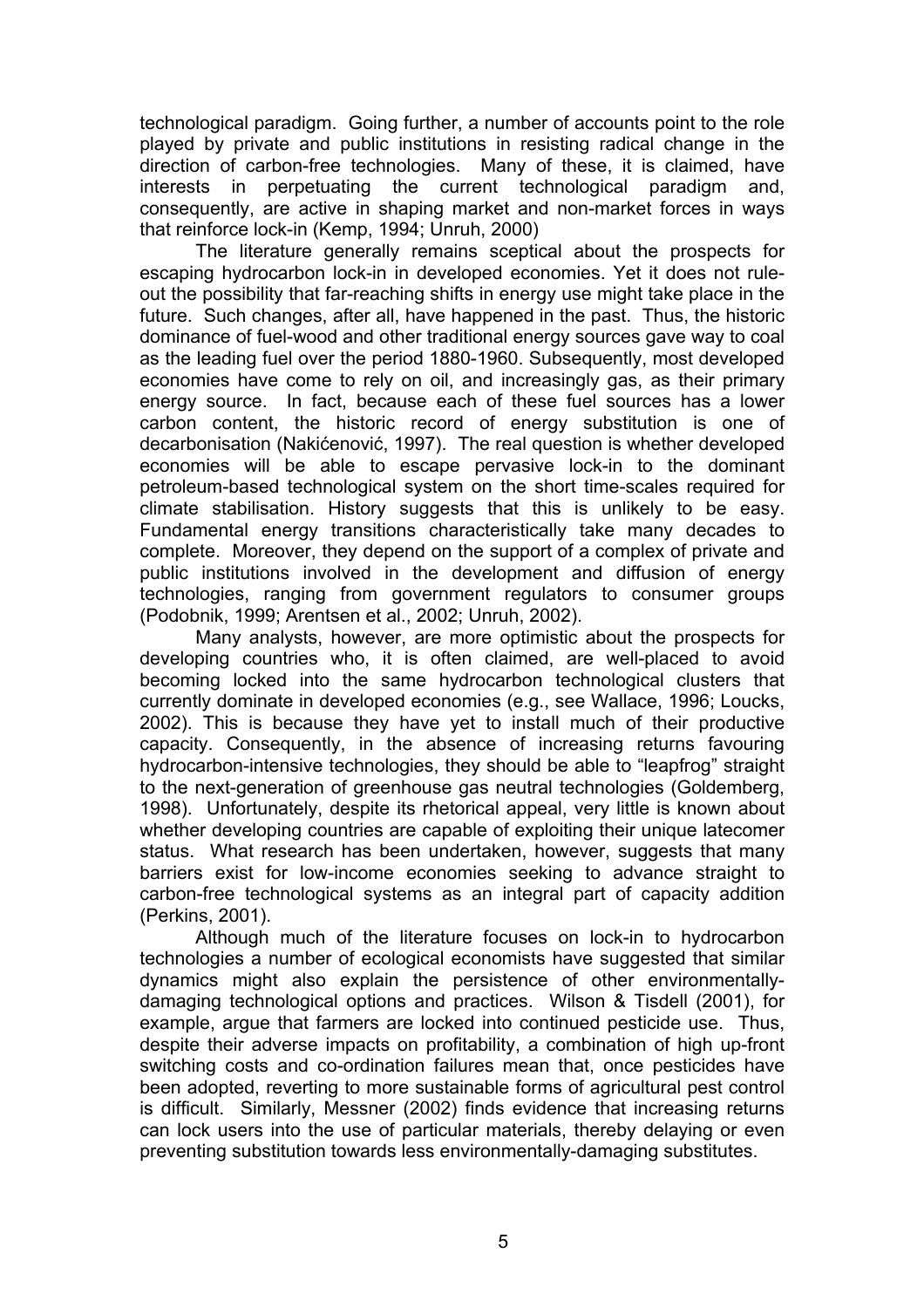technological paradigm. Going further, a number of accounts point to the role played by private and public institutions in resisting radical change in the direction of carbon-free technologies. Many of these, it is claimed, have interests in perpetuating the current technological paradigm and, consequently, are active in shaping market and non-market forces in ways that reinforce lock-in (Kemp, 1994; Unruh, 2000)

The literature generally remains sceptical about the prospects for escaping hydrocarbon lock-in in developed economies. Yet it does not rule-out the possibility that far-reaching shifts in energy use might take place in the future. Such changes, after all, have happened in the past. Thus, the historic dominance of fuel-wood and other traditional energy sources gave way to coal as the leading fuel over the period 1880-1960. Subsequently, most developed economies have come to rely on oil, and increasingly gas, as their primary energy source. In fact, because each of these fuel sources has a lower carbon content, the historic record of energy substitution is one of decarbonisation (Nakićenović, 1997). The real question is whether developed economies will be able to escape pervasive lock-in to the dominant petroleum-based technological system on the short time-scales required for climate stabilisation. History suggests that this is unlikely to be easy. Fundamental energy transitions characteristically take many decades to complete. Moreover, they depend on the support of a complex of private and public institutions involved in the development and diffusion of energy technologies, ranging from government regulators to consumer groups (Podobnik, 1999; Arentsen et al., 2002; Unruh, 2002).

Many analysts, however, are more optimistic about the prospects for developing countries who, it is often claimed, are well-placed to avoid becoming locked into the same hydrocarbon technological clusters that currently dominate in developed economies (e.g., see Wallace, 1996; Loucks, 2002). This is because they have yet to install much of their productive capacity. Consequently, in the absence of increasing returns favouring hydrocarbon-intensive technologies, they should be able to "leapfrog" straight to the next-generation of greenhouse gas neutral technologies (Goldemberg, 1998). Unfortunately, despite its rhetorical appeal, very little is known about whether developing countries are capable of exploiting their unique latecomer status. What research has been undertaken, however, suggests that many barriers exist for low-income economies seeking to advance straight to carbon-free technological systems as an integral part of capacity addition (Perkins, 2001).

Although much of the literature focuses on lock-in to hydrocarbon technologies a number of ecological economists have suggested that similar dynamics might also explain the persistence of other environmentally-damaging technological options and practices. Wilson & Tisdell (2001), for example, argue that farmers are locked into continued pesticide use. Thus, despite their adverse impacts on profitability, a combination of high up-front switching costs and co-ordination failures mean that, once pesticides have been adopted, reverting to more sustainable forms of agricultural pest control is difficult. Similarly, Messner (2002) finds evidence that increasing returns can lock users into the use of particular materials, thereby delaying or even preventing substitution towards less environmentally-damaging substitutes.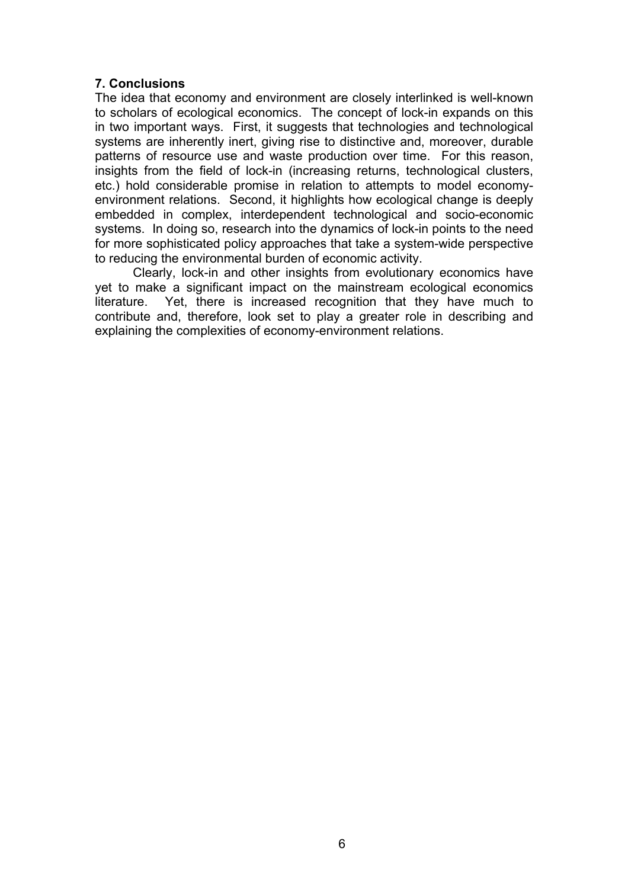## 7. Conclusions

The idea that economy and environment are closely interlinked is well-known to scholars of ecological economics. The concept of lock-in expands on this in two important ways. First, it suggests that technologies and technological systems are inherently inert, giving rise to distinctive and, moreover, durable patterns of resource use and waste production over time. For this reason, insights from the field of lock-in (increasing returns, technological clusters, etc.) hold considerable promise in relation to attempts to model economy-environment relations. Second, it highlights how ecological change is deeply embedded in complex, interdependent technological and socio-economic systems. In doing so, research into the dynamics of lock-in points to the need for more sophisticated policy approaches that take a system-wide perspective to reducing the environmental burden of economic activity.

Clearly, lock-in and other insights from evolutionary economics have yet to make a significant impact on the mainstream ecological economics literature. Yet, there is increased recognition that they have much to contribute and, therefore, look set to play a greater role in describing and explaining the complexities of economy-environment relations.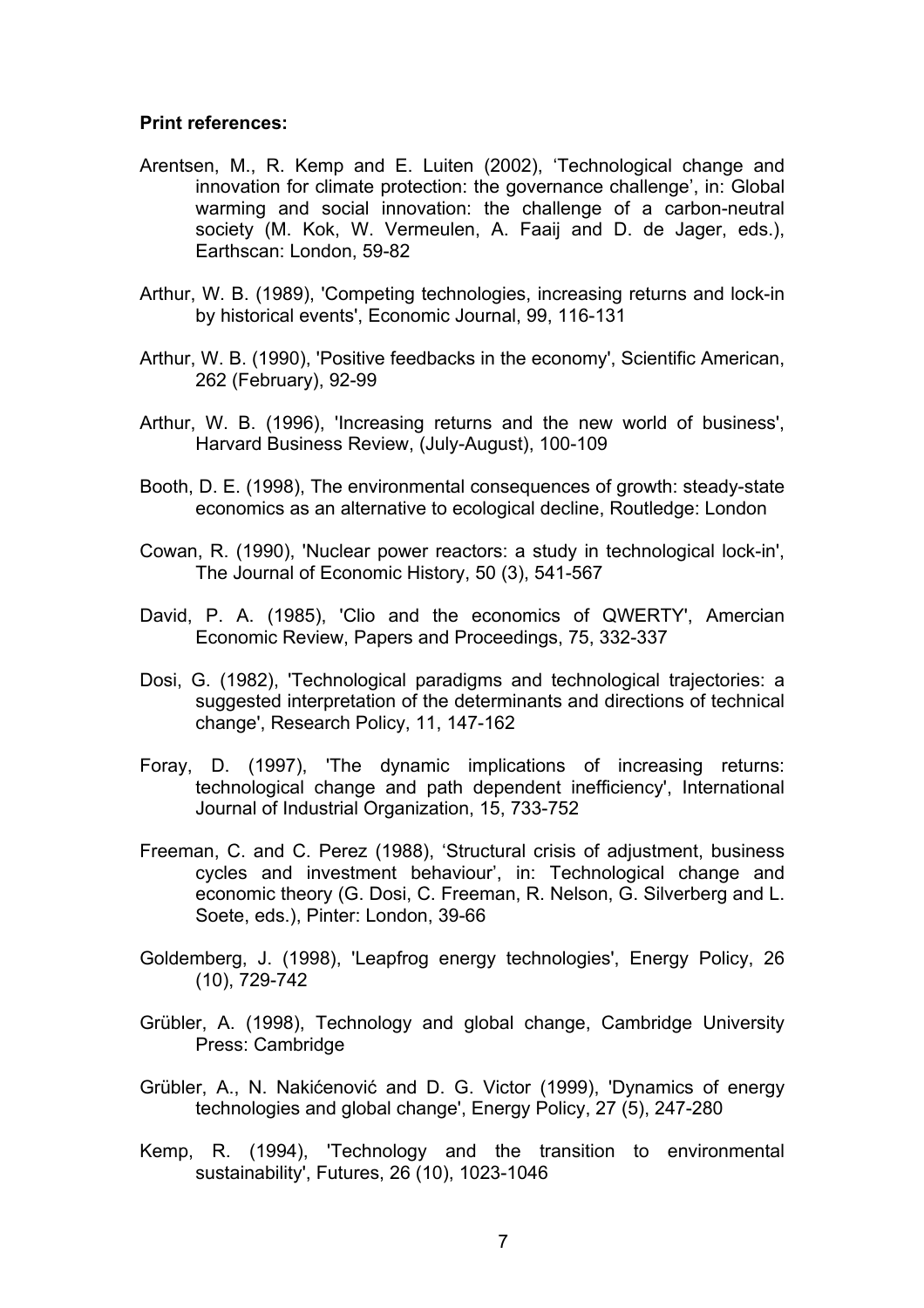**Print references:**

Arentsen, M., R. Kemp and E. Luiten (2002), ‘Technological change and innovation for climate protection: the governance challenge’, in: Global warming and social innovation: the challenge of a carbon-neutral society (M. Kok, W. Vermeulen, A. Faaij and D. de Jager, eds.), Earthscan: London, 59-82

Arthur, W. B. (1989), 'Competing technologies, increasing returns and lock-in by historical events', Economic Journal, 99, 116-131

Arthur, W. B. (1990), 'Positive feedbacks in the economy', Scientific American, 262 (February), 92-99

Arthur, W. B. (1996), 'Increasing returns and the new world of business', Harvard Business Review, (July-August), 100-109

Booth, D. E. (1998), The environmental consequences of growth: steady-state economics as an alternative to ecological decline, Routledge: London

Cowan, R. (1990), 'Nuclear power reactors: a study in technological lock-in', The Journal of Economic History, 50 (3), 541-567

David, P. A. (1985), 'Clio and the economics of QWERTY', Amercian Economic Review, Papers and Proceedings, 75, 332-337

Dosi, G. (1982), 'Technological paradigms and technological trajectories: a suggested interpretation of the determinants and directions of technical change', Research Policy, 11, 147-162

Foray, D. (1997), 'The dynamic implications of increasing returns: technological change and path dependent inefficiency', International Journal of Industrial Organization, 15, 733-752

Freeman, C. and C. Perez (1988), ‘Structural crisis of adjustment, business cycles and investment behaviour’, in: Technological change and economic theory (G. Dosi, C. Freeman, R. Nelson, G. Silverberg and L. Soete, eds.), Pinter: London, 39-66

Goldemberg, J. (1998), 'Leapfrog energy technologies', Energy Policy, 26 (10), 729-742

Grübler, A. (1998), Technology and global change, Cambridge University Press: Cambridge

Grübler, A., N. Nakićenović and D. G. Victor (1999), 'Dynamics of energy technologies and global change', Energy Policy, 27 (5), 247-280

Kemp, R. (1994), 'Technology and the transition to environmental sustainability', Futures, 26 (10), 1023-1046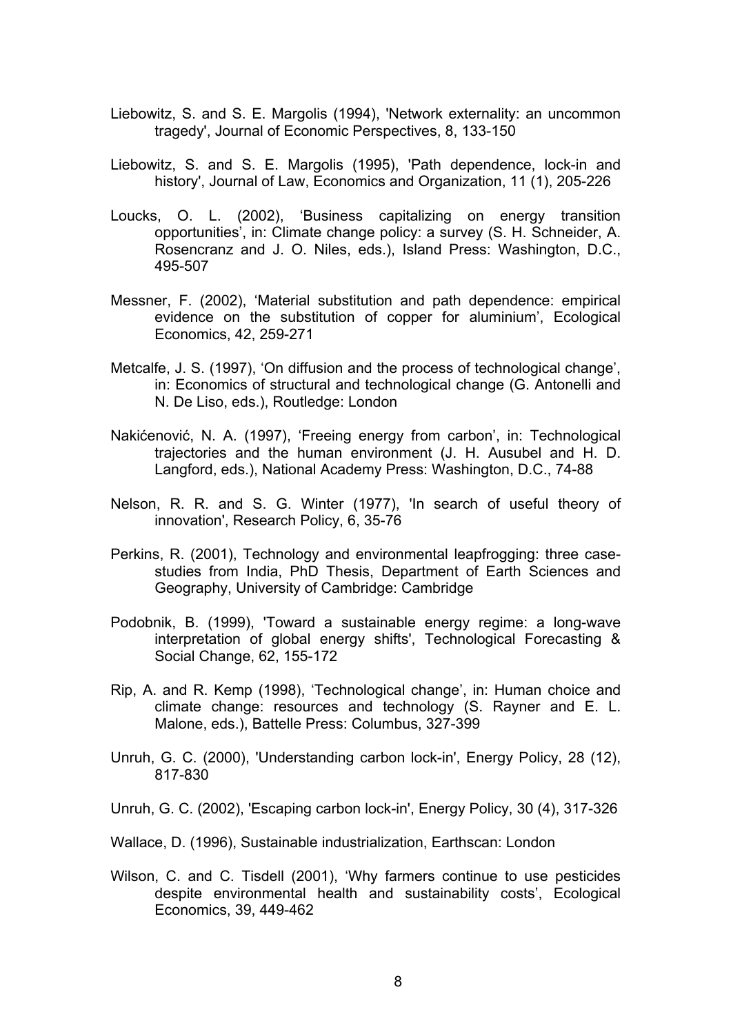Liebowitz, S. and S. E. Margolis (1994), 'Network externality: an uncommon tragedy', Journal of Economic Perspectives, 8, 133-150

Liebowitz, S. and S. E. Margolis (1995), 'Path dependence, lock-in and history', Journal of Law, Economics and Organization, 11 (1), 205-226

Loucks, O. L. (2002), 'Business capitalizing on energy transition opportunities', in: Climate change policy: a survey (S. H. Schneider, A. Rosencranz and J. O. Niles, eds.), Island Press: Washington, D.C., 495-507

Messner, F. (2002), 'Material substitution and path dependence: empirical evidence on the substitution of copper for aluminium', Ecological Economics, 42, 259-271

Metcalfe, J. S. (1997), 'On diffusion and the process of technological change', in: Economics of structural and technological change (G. Antonelli and N. De Liso, eds.), Routledge: London

Nakićenović, N. A. (1997), 'Freeing energy from carbon', in: Technological trajectories and the human environment (J. H. Ausubel and H. D. Langford, eds.), National Academy Press: Washington, D.C., 74-88

Nelson, R. R. and S. G. Winter (1977), 'In search of useful theory of innovation', Research Policy, 6, 35-76

Perkins, R. (2001), Technology and environmental leapfrogging: three case-studies from India, PhD Thesis, Department of Earth Sciences and Geography, University of Cambridge: Cambridge

Podobnik, B. (1999), 'Toward a sustainable energy regime: a long-wave interpretation of global energy shifts', Technological Forecasting & Social Change, 62, 155-172

Rip, A. and R. Kemp (1998), 'Technological change', in: Human choice and climate change: resources and technology (S. Rayner and E. L. Malone, eds.), Battelle Press: Columbus, 327-399

Unruh, G. C. (2000), 'Understanding carbon lock-in', Energy Policy, 28 (12), 817-830

Unruh, G. C. (2002), 'Escaping carbon lock-in', Energy Policy, 30 (4), 317-326

Wallace, D. (1996), Sustainable industrialization, Earthscan: London

Wilson, C. and C. Tisdell (2001), 'Why farmers continue to use pesticides despite environmental health and sustainability costs', Ecological Economics, 39, 449-462